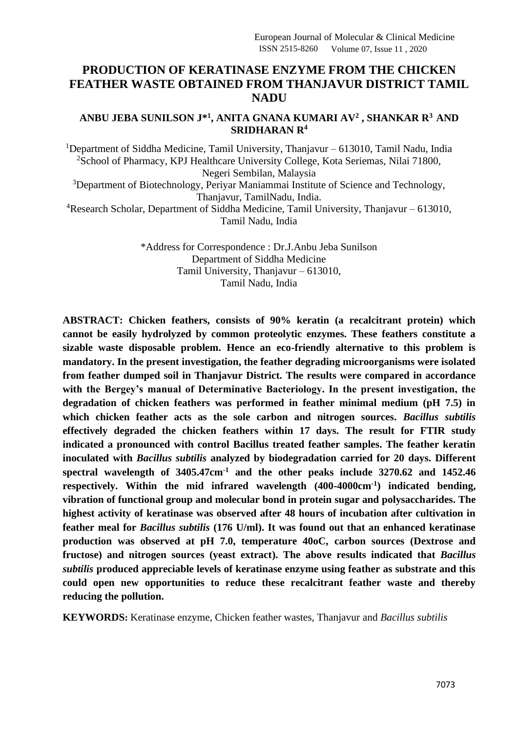# PRODUCTION OF KERATINASE ENZYME FROM THE CHICKEN FEATHER WASTE OBTAINED FROM THANJAVUR DISTRICT TAMIL NADU

**ANBU JEBA SUNILSON J*[1], ANITA GNANA KUMARI AV[2], SHANKAR R[3] AND SRIDHARAN R[4]**

[1]Department of Siddha Medicine, Tamil University, Thanjavur – 613010, Tamil Nadu, India
[2]School of Pharmacy, KPJ Healthcare University College, Kota Seriemas, Nilai 71800, Negeri Sembilan, Malaysia
[3]Department of Biotechnology, Periyar Maniammai Institute of Science and Technology, Thanjavur, TamilNadu, India.
[4]Research Scholar, Department of Siddha Medicine, Tamil University, Thanjavur – 613010, Tamil Nadu, India

*Address for Correspondence : Dr.J.Anbu Jeba Sunilson
Department of Siddha Medicine
Tamil University, Thanjavur – 613010,
Tamil Nadu, India

**ABSTRACT: Chicken feathers, consists of 90% keratin (a recalcitrant protein) which cannot be easily hydrolyzed by common proteolytic enzymes. These feathers constitute a sizable waste disposable problem. Hence an eco-friendly alternative to this problem is mandatory. In the present investigation, the feather degrading microorganisms were isolated from feather dumped soil in Thanjavur District. The results were compared in accordance with the Bergey's manual of Determinative Bacteriology. In the present investigation, the degradation of chicken feathers was performed in feather minimal medium (pH 7.5) in which chicken feather acts as the sole carbon and nitrogen sources. *Bacillus subtilis* effectively degraded the chicken feathers within 17 days. The result for FTIR study indicated a pronounced with control Bacillus treated feather samples. The feather keratin inoculated with *Bacillus subtilis* analyzed by biodegradation carried for 20 days. Different spectral wavelength of 3405.47cm$^{-1}$ and the other peaks include 3270.62 and 1452.46 respectively. Within the mid infrared wavelength (400-4000cm$^{-1}$) indicated bending, vibration of functional group and molecular bond in protein sugar and polysaccharides. The highest activity of keratinase was observed after 48 hours of incubation after cultivation in feather meal for *Bacillus subtilis* (176 U/ml). It was found out that an enhanced keratinase production was observed at pH 7.0, temperature 40oC, carbon sources (Dextrose and fructose) and nitrogen sources (yeast extract). The above results indicated that *Bacillus subtilis* produced appreciable levels of keratinase enzyme using feather as substrate and this could open new opportunities to reduce these recalcitrant feather waste and thereby reducing the pollution.**

**KEYWORDS:** Keratinase enzyme, Chicken feather wastes, Thanjavur and *Bacillus subtilis*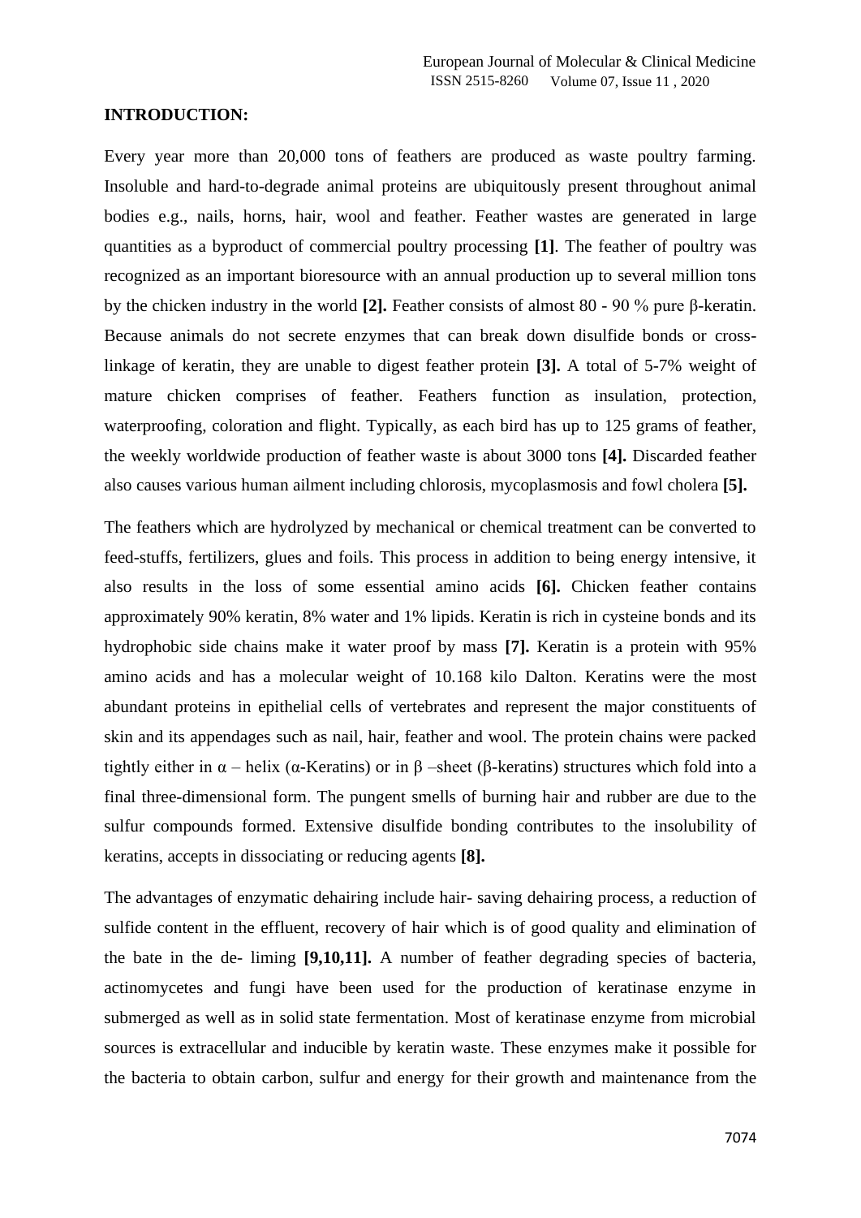**INTRODUCTION:**

Every year more than 20,000 tons of feathers are produced as waste poultry farming. Insoluble and hard-to-degrade animal proteins are ubiquitously present throughout animal bodies e.g., nails, horns, hair, wool and feather. Feather wastes are generated in large quantities as a byproduct of commercial poultry processing **[1]**. The feather of poultry was recognized as an important bioresource with an annual production up to several million tons by the chicken industry in the world **[2].** Feather consists of almost 80 - 90 % pure β-keratin. Because animals do not secrete enzymes that can break down disulfide bonds or cross-linkage of keratin, they are unable to digest feather protein **[3].** A total of 5-7% weight of mature chicken comprises of feather. Feathers function as insulation, protection, waterproofing, coloration and flight. Typically, as each bird has up to 125 grams of feather, the weekly worldwide production of feather waste is about 3000 tons **[4].** Discarded feather also causes various human ailment including chlorosis, mycoplasmosis and fowl cholera **[5].**

The feathers which are hydrolyzed by mechanical or chemical treatment can be converted to feed-stuffs, fertilizers, glues and foils. This process in addition to being energy intensive, it also results in the loss of some essential amino acids **[6].** Chicken feather contains approximately 90% keratin, 8% water and 1% lipids. Keratin is rich in cysteine bonds and its hydrophobic side chains make it water proof by mass **[7].** Keratin is a protein with 95% amino acids and has a molecular weight of 10.168 kilo Dalton. Keratins were the most abundant proteins in epithelial cells of vertebrates and represent the major constituents of skin and its appendages such as nail, hair, feather and wool. The protein chains were packed tightly either in α – helix (α-Keratins) or in β –sheet (β-keratins) structures which fold into a final three-dimensional form. The pungent smells of burning hair and rubber are due to the sulfur compounds formed. Extensive disulfide bonding contributes to the insolubility of keratins, accepts in dissociating or reducing agents **[8].**

The advantages of enzymatic dehairing include hair- saving dehairing process, a reduction of sulfide content in the effluent, recovery of hair which is of good quality and elimination of the bate in the de- liming **[9,10,11].** A number of feather degrading species of bacteria, actinomycetes and fungi have been used for the production of keratinase enzyme in submerged as well as in solid state fermentation. Most of keratinase enzyme from microbial sources is extracellular and inducible by keratin waste. These enzymes make it possible for the bacteria to obtain carbon, sulfur and energy for their growth and maintenance from the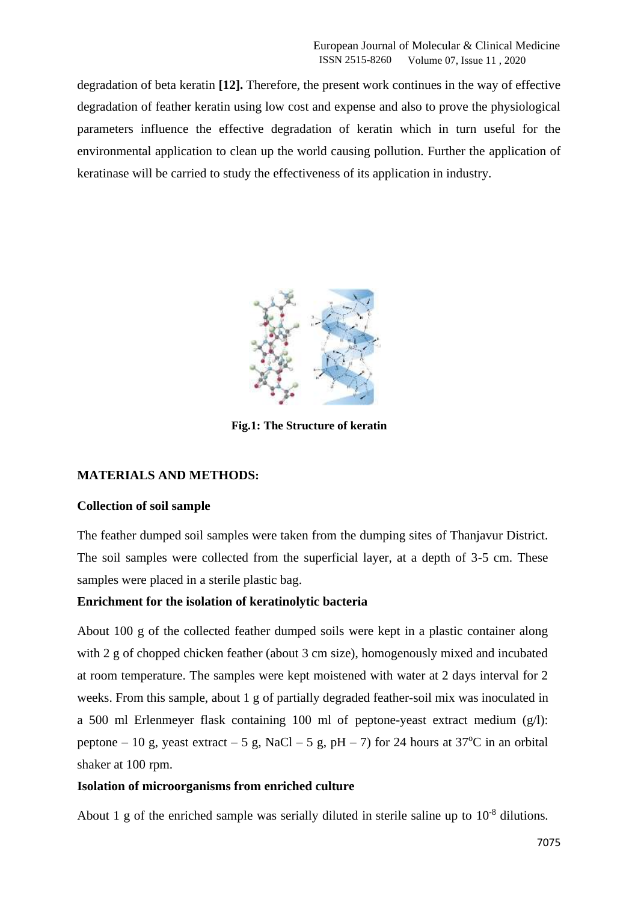degradation of beta keratin **[12].** Therefore, the present work continues in the way of effective degradation of feather keratin using low cost and expense and also to prove the physiological parameters influence the effective degradation of keratin which in turn useful for the environmental application to clean up the world causing pollution. Further the application of keratinase will be carried to study the effectiveness of its application in industry.

**Fig.1: The Structure of keratin**

## MATERIALS AND METHODS:

### Collection of soil sample

The feather dumped soil samples were taken from the dumping sites of Thanjavur District. The soil samples were collected from the superficial layer, at a depth of 3-5 cm. These samples were placed in a sterile plastic bag.

### Enrichment for the isolation of keratinolytic bacteria

About 100 g of the collected feather dumped soils were kept in a plastic container along with 2 g of chopped chicken feather (about 3 cm size), homogenously mixed and incubated at room temperature. The samples were kept moistened with water at 2 days interval for 2 weeks. From this sample, about 1 g of partially degraded feather-soil mix was inoculated in a 500 ml Erlenmeyer flask containing 100 ml of peptone-yeast extract medium (g/l): peptone – 10 g, yeast extract – 5 g, NaCl – 5 g, pH – 7) for 24 hours at $37^{o}C$ in an orbital shaker at 100 rpm.

### Isolation of microorganisms from enriched culture

About 1 g of the enriched sample was serially diluted in sterile saline up to $10^{-8}$ dilutions.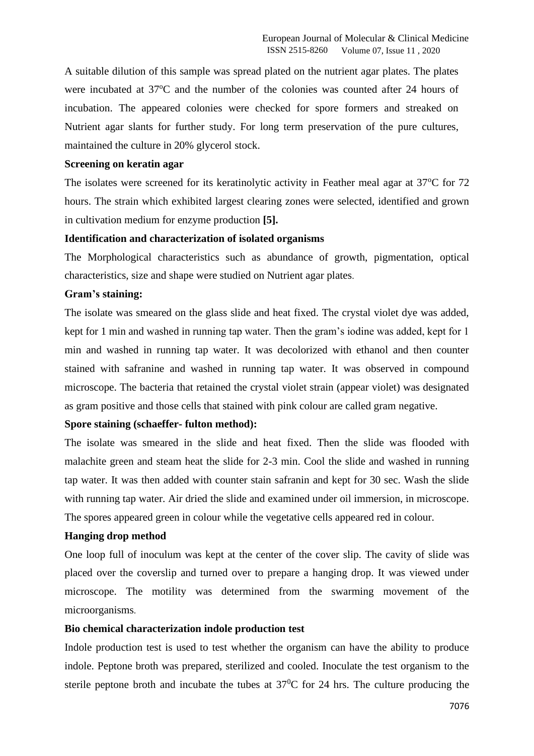A suitable dilution of this sample was spread plated on the nutrient agar plates. The plates were incubated at 37°C and the number of the colonies was counted after 24 hours of incubation. The appeared colonies were checked for spore formers and streaked on Nutrient agar slants for further study. For long term preservation of the pure cultures, maintained the culture in 20% glycerol stock.

**Screening on keratin agar**

The isolates were screened for its keratinolytic activity in Feather meal agar at 37°C for 72 hours. The strain which exhibited largest clearing zones were selected, identified and grown in cultivation medium for enzyme production **[5].**

**Identification and characterization of isolated organisms**

The Morphological characteristics such as abundance of growth, pigmentation, optical characteristics, size and shape were studied on Nutrient agar plates.

**Gram's staining:**

The isolate was smeared on the glass slide and heat fixed. The crystal violet dye was added, kept for 1 min and washed in running tap water. Then the gram's iodine was added, kept for 1 min and washed in running tap water. It was decolorized with ethanol and then counter stained with safranine and washed in running tap water. It was observed in compound microscope. The bacteria that retained the crystal violet strain (appear violet) was designated as gram positive and those cells that stained with pink colour are called gram negative.

**Spore staining (schaeffer- fulton method):**

The isolate was smeared in the slide and heat fixed. Then the slide was flooded with malachite green and steam heat the slide for 2-3 min. Cool the slide and washed in running tap water. It was then added with counter stain safranin and kept for 30 sec. Wash the slide with running tap water. Air dried the slide and examined under oil immersion, in microscope. The spores appeared green in colour while the vegetative cells appeared red in colour.

**Hanging drop method**

One loop full of inoculum was kept at the center of the cover slip. The cavity of slide was placed over the coverslip and turned over to prepare a hanging drop. It was viewed under microscope. The motility was determined from the swarming movement of the microorganisms.

**Bio chemical characterization indole production test**

Indole production test is used to test whether the organism can have the ability to produce indole. Peptone broth was prepared, sterilized and cooled. Inoculate the test organism to the sterile peptone broth and incubate the tubes at $37^0$C for 24 hrs. The culture producing the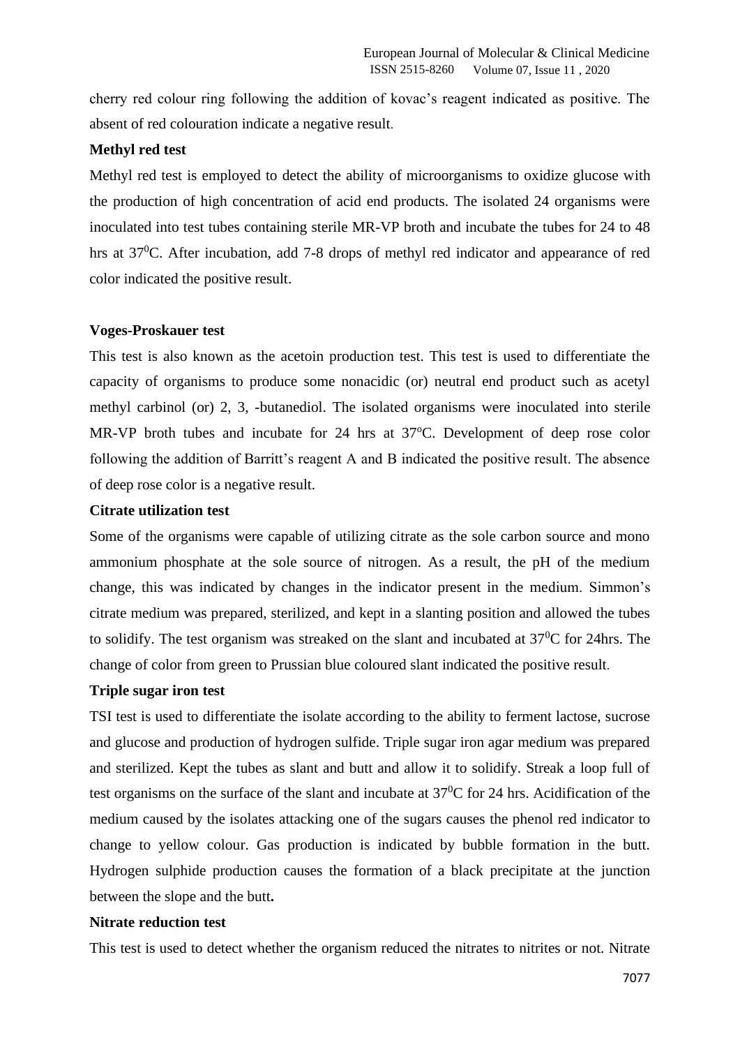cherry red colour ring following the addition of kovac's reagent indicated as positive. The absent of red colouration indicate a negative result.

**Methyl red test**

Methyl red test is employed to detect the ability of microorganisms to oxidize glucose with the production of high concentration of acid end products. The isolated 24 organisms were inoculated into test tubes containing sterile MR-VP broth and incubate the tubes for 24 to 48 hrs at $37^0$C. After incubation, add 7-8 drops of methyl red indicator and appearance of red color indicated the positive result.

**Voges-Proskauer test**

This test is also known as the acetoin production test. This test is used to differentiate the capacity of organisms to produce some nonacidic (or) neutral end product such as acetyl methyl carbinol (or) 2, 3, -butanediol. The isolated organisms were inoculated into sterile MR-VP broth tubes and incubate for 24 hrs at $37^o$C. Development of deep rose color following the addition of Barritt's reagent A and B indicated the positive result. The absence of deep rose color is a negative result.

**Citrate utilization test**

Some of the organisms were capable of utilizing citrate as the sole carbon source and mono ammonium phosphate at the sole source of nitrogen. As a result, the pH of the medium change, this was indicated by changes in the indicator present in the medium. Simmon's citrate medium was prepared, sterilized, and kept in a slanting position and allowed the tubes to solidify. The test organism was streaked on the slant and incubated at $37^0$C for 24hrs. The change of color from green to Prussian blue coloured slant indicated the positive result.

**Triple sugar iron test**

TSI test is used to differentiate the isolate according to the ability to ferment lactose, sucrose and glucose and production of hydrogen sulfide. Triple sugar iron agar medium was prepared and sterilized. Kept the tubes as slant and butt and allow it to solidify. Streak a loop full of test organisms on the surface of the slant and incubate at $37^0$C for 24 hrs. Acidification of the medium caused by the isolates attacking one of the sugars causes the phenol red indicator to change to yellow colour. Gas production is indicated by bubble formation in the butt. Hydrogen sulphide production causes the formation of a black precipitate at the junction between the slope and the butt**.**

**Nitrate reduction test**

This test is used to detect whether the organism reduced the nitrates to nitrites or not. Nitrate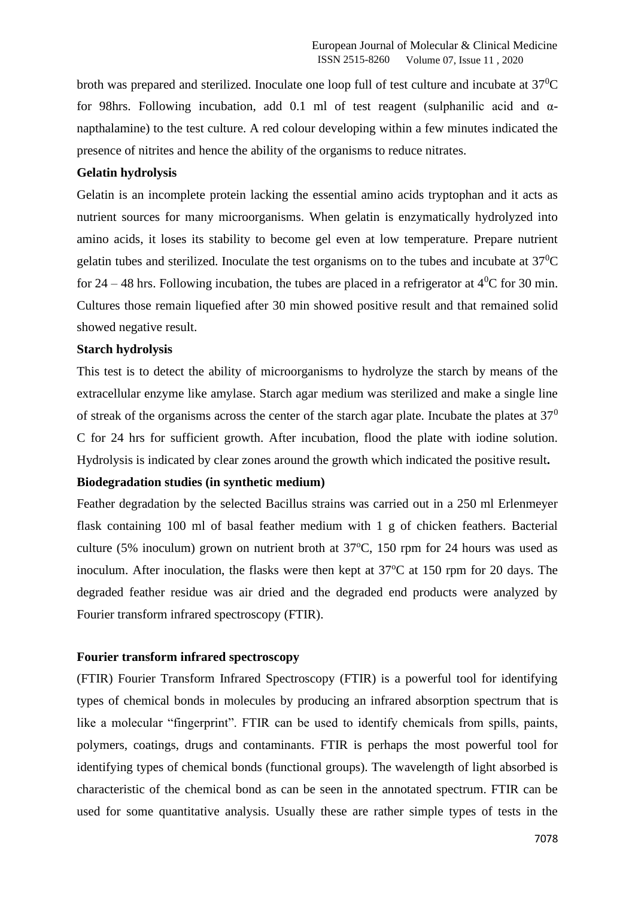broth was prepared and sterilized. Inoculate one loop full of test culture and incubate at $37^0$C for 98hrs. Following incubation, add 0.1 ml of test reagent (sulphanilic acid and α-napthalamine) to the test culture. A red colour developing within a few minutes indicated the presence of nitrites and hence the ability of the organisms to reduce nitrates.

**Gelatin hydrolysis**

Gelatin is an incomplete protein lacking the essential amino acids tryptophan and it acts as nutrient sources for many microorganisms. When gelatin is enzymatically hydrolyzed into amino acids, it loses its stability to become gel even at low temperature. Prepare nutrient gelatin tubes and sterilized. Inoculate the test organisms on to the tubes and incubate at $37^0$C for 24 – 48 hrs. Following incubation, the tubes are placed in a refrigerator at $4^0$C for 30 min. Cultures those remain liquefied after 30 min showed positive result and that remained solid showed negative result.

**Starch hydrolysis**

This test is to detect the ability of microorganisms to hydrolyze the starch by means of the extracellular enzyme like amylase. Starch agar medium was sterilized and make a single line of streak of the organisms across the center of the starch agar plate. Incubate the plates at $37^0$ C for 24 hrs for sufficient growth. After incubation, flood the plate with iodine solution. Hydrolysis is indicated by clear zones around the growth which indicated the positive result**.**

**Biodegradation studies (in synthetic medium)**

Feather degradation by the selected Bacillus strains was carried out in a 250 ml Erlenmeyer flask containing 100 ml of basal feather medium with 1 g of chicken feathers. Bacterial culture (5% inoculum) grown on nutrient broth at $37^o$C, 150 rpm for 24 hours was used as inoculum. After inoculation, the flasks were then kept at $37^o$C at 150 rpm for 20 days. The degraded feather residue was air dried and the degraded end products were analyzed by Fourier transform infrared spectroscopy (FTIR).

**Fourier transform infrared spectroscopy**

(FTIR) Fourier Transform Infrared Spectroscopy (FTIR) is a powerful tool for identifying types of chemical bonds in molecules by producing an infrared absorption spectrum that is like a molecular "fingerprint". FTIR can be used to identify chemicals from spills, paints, polymers, coatings, drugs and contaminants. FTIR is perhaps the most powerful tool for identifying types of chemical bonds (functional groups). The wavelength of light absorbed is characteristic of the chemical bond as can be seen in the annotated spectrum. FTIR can be used for some quantitative analysis. Usually these are rather simple types of tests in the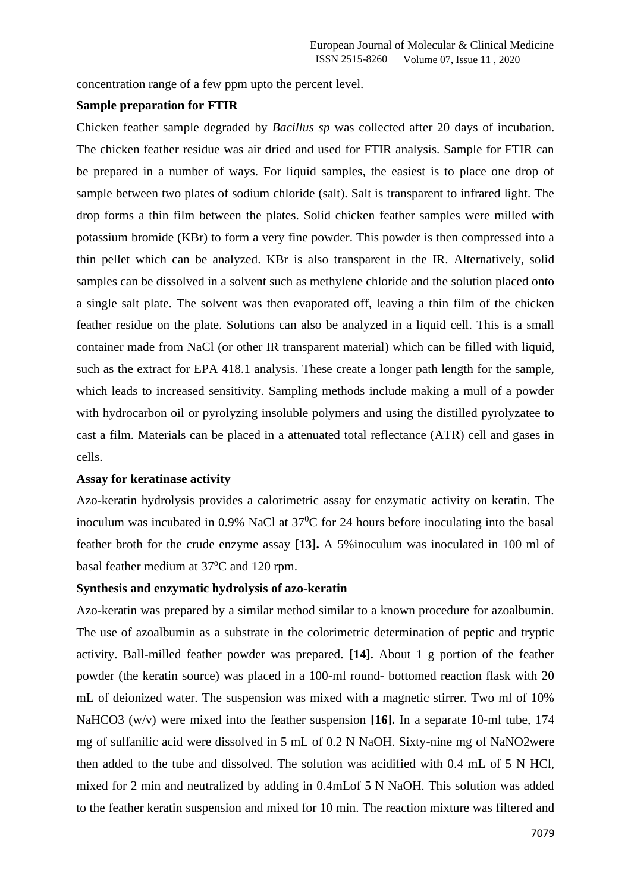concentration range of a few ppm upto the percent level.

**Sample preparation for FTIR**

Chicken feather sample degraded by *Bacillus sp* was collected after 20 days of incubation. The chicken feather residue was air dried and used for FTIR analysis. Sample for FTIR can be prepared in a number of ways. For liquid samples, the easiest is to place one drop of sample between two plates of sodium chloride (salt). Salt is transparent to infrared light. The drop forms a thin film between the plates. Solid chicken feather samples were milled with potassium bromide (KBr) to form a very fine powder. This powder is then compressed into a thin pellet which can be analyzed. KBr is also transparent in the IR. Alternatively, solid samples can be dissolved in a solvent such as methylene chloride and the solution placed onto a single salt plate. The solvent was then evaporated off, leaving a thin film of the chicken feather residue on the plate. Solutions can also be analyzed in a liquid cell. This is a small container made from NaCl (or other IR transparent material) which can be filled with liquid, such as the extract for EPA 418.1 analysis. These create a longer path length for the sample, which leads to increased sensitivity. Sampling methods include making a mull of a powder with hydrocarbon oil or pyrolyzing insoluble polymers and using the distilled pyrolyzatee to cast a film. Materials can be placed in a attenuated total reflectance (ATR) cell and gases in cells.

**Assay for keratinase activity**

Azo-keratin hydrolysis provides a calorimetric assay for enzymatic activity on keratin. The inoculum was incubated in 0.9% NaCl at $37^0$C for 24 hours before inoculating into the basal feather broth for the crude enzyme assay **[13].** A 5%inoculum was inoculated in 100 ml of basal feather medium at $37^o$C and 120 rpm.

**Synthesis and enzymatic hydrolysis of azo-keratin**

Azo-keratin was prepared by a similar method similar to a known procedure for azoalbumin. The use of azoalbumin as a substrate in the colorimetric determination of peptic and tryptic activity. Ball-milled feather powder was prepared. **[14].** About 1 g portion of the feather powder (the keratin source) was placed in a 100-ml round- bottomed reaction flask with 20 mL of deionized water. The suspension was mixed with a magnetic stirrer. Two ml of 10% NaHCO3 (w/v) were mixed into the feather suspension **[16].** In a separate 10-ml tube, 174 mg of sulfanilic acid were dissolved in 5 mL of 0.2 N NaOH. Sixty-nine mg of NaNO2were then added to the tube and dissolved. The solution was acidified with 0.4 mL of 5 N HCl, mixed for 2 min and neutralized by adding in 0.4mLof 5 N NaOH. This solution was added to the feather keratin suspension and mixed for 10 min. The reaction mixture was filtered and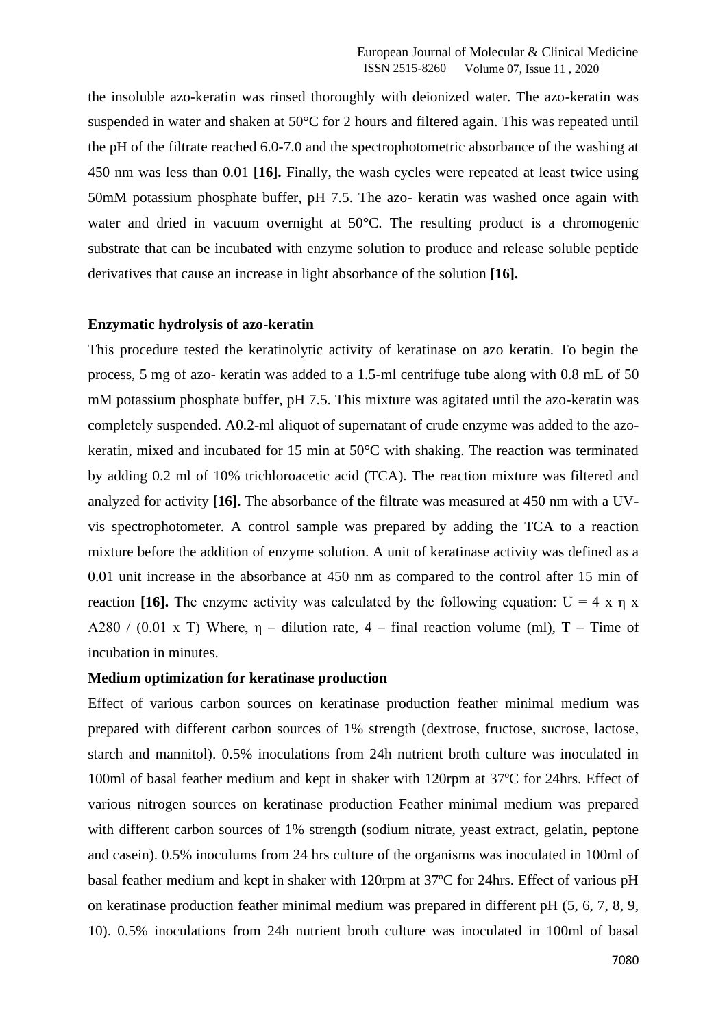the insoluble azo-keratin was rinsed thoroughly with deionized water. The azo-keratin was suspended in water and shaken at 50°C for 2 hours and filtered again. This was repeated until the pH of the filtrate reached 6.0-7.0 and the spectrophotometric absorbance of the washing at 450 nm was less than 0.01 **[16].** Finally, the wash cycles were repeated at least twice using 50mM potassium phosphate buffer, pH 7.5. The azo- keratin was washed once again with water and dried in vacuum overnight at 50°C. The resulting product is a chromogenic substrate that can be incubated with enzyme solution to produce and release soluble peptide derivatives that cause an increase in light absorbance of the solution **[16].**

**Enzymatic hydrolysis of azo-keratin**

This procedure tested the keratinolytic activity of keratinase on azo keratin. To begin the process, 5 mg of azo- keratin was added to a 1.5-ml centrifuge tube along with 0.8 mL of 50 mM potassium phosphate buffer, pH 7.5. This mixture was agitated until the azo-keratin was completely suspended. A0.2-ml aliquot of supernatant of crude enzyme was added to the azo-keratin, mixed and incubated for 15 min at 50°C with shaking. The reaction was terminated by adding 0.2 ml of 10% trichloroacetic acid (TCA). The reaction mixture was filtered and analyzed for activity **[16].** The absorbance of the filtrate was measured at 450 nm with a UV-vis spectrophotometer. A control sample was prepared by adding the TCA to a reaction mixture before the addition of enzyme solution. A unit of keratinase activity was defined as a 0.01 unit increase in the absorbance at 450 nm as compared to the control after 15 min of reaction **[16].** The enzyme activity was calculated by the following equation: $U = 4 \times \eta \times A280 / (0.01 \times T)$ Where, $\eta$ – dilution rate, 4 – final reaction volume (ml), T – Time of incubation in minutes.

**Medium optimization for keratinase production**

Effect of various carbon sources on keratinase production feather minimal medium was prepared with different carbon sources of 1% strength (dextrose, fructose, sucrose, lactose, starch and mannitol). 0.5% inoculations from 24h nutrient broth culture was inoculated in 100ml of basal feather medium and kept in shaker with 120rpm at 37ºC for 24hrs. Effect of various nitrogen sources on keratinase production Feather minimal medium was prepared with different carbon sources of 1% strength (sodium nitrate, yeast extract, gelatin, peptone and casein). 0.5% inoculums from 24 hrs culture of the organisms was inoculated in 100ml of basal feather medium and kept in shaker with 120rpm at 37ºC for 24hrs. Effect of various pH on keratinase production feather minimal medium was prepared in different pH (5, 6, 7, 8, 9, 10). 0.5% inoculations from 24h nutrient broth culture was inoculated in 100ml of basal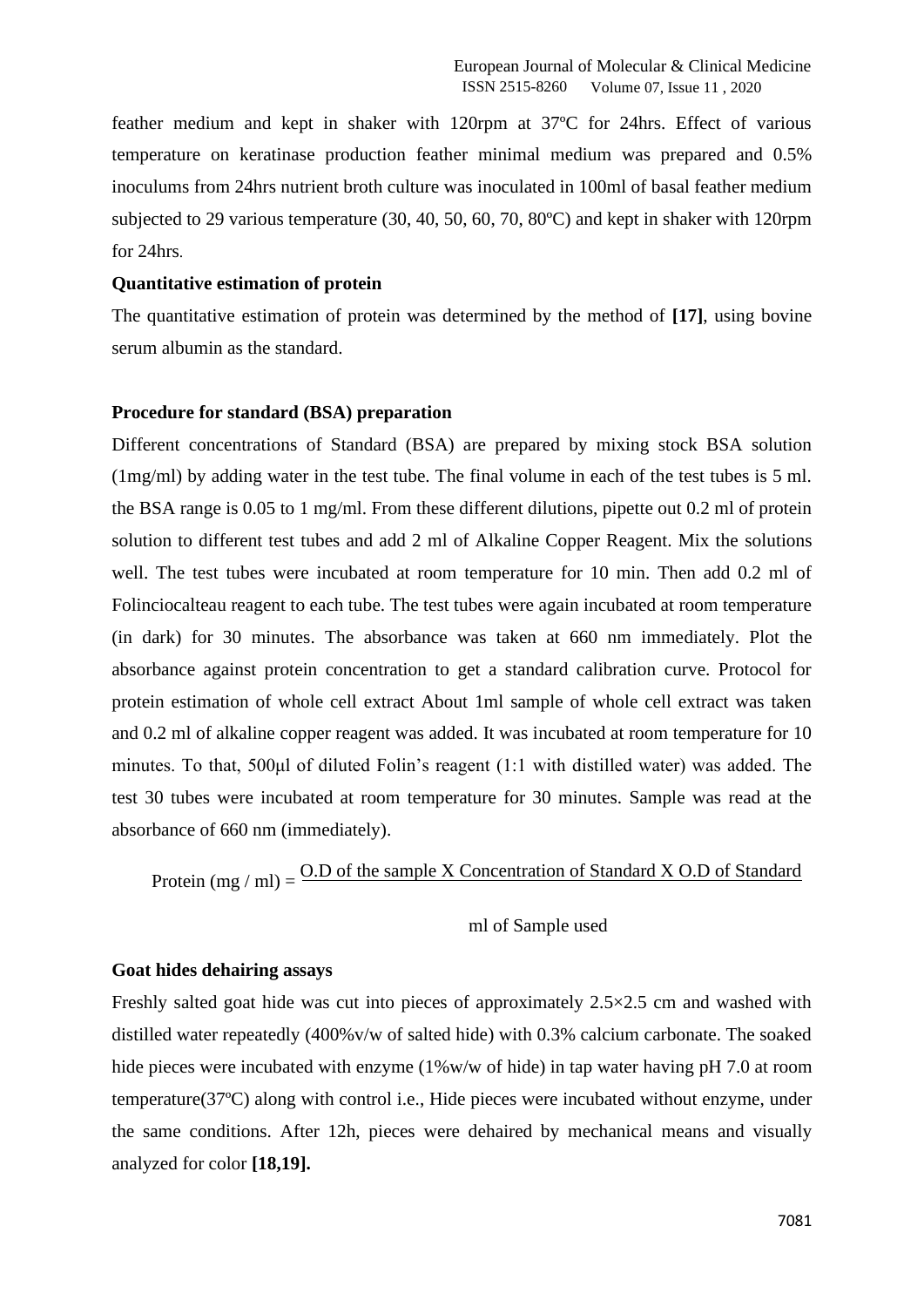feather medium and kept in shaker with 120rpm at 37ºC for 24hrs. Effect of various temperature on keratinase production feather minimal medium was prepared and 0.5% inoculums from 24hrs nutrient broth culture was inoculated in 100ml of basal feather medium subjected to 29 various temperature (30, 40, 50, 60, 70, 80ºC) and kept in shaker with 120rpm for 24hrs.

**Quantitative estimation of protein**

The quantitative estimation of protein was determined by the method of **[17]**, using bovine serum albumin as the standard.

**Procedure for standard (BSA) preparation**

Different concentrations of Standard (BSA) are prepared by mixing stock BSA solution (1mg/ml) by adding water in the test tube. The final volume in each of the test tubes is 5 ml. the BSA range is 0.05 to 1 mg/ml. From these different dilutions, pipette out 0.2 ml of protein solution to different test tubes and add 2 ml of Alkaline Copper Reagent. Mix the solutions well. The test tubes were incubated at room temperature for 10 min. Then add 0.2 ml of Folinciocalteau reagent to each tube. The test tubes were again incubated at room temperature (in dark) for 30 minutes. The absorbance was taken at 660 nm immediately. Plot the absorbance against protein concentration to get a standard calibration curve. Protocol for protein estimation of whole cell extract About 1ml sample of whole cell extract was taken and 0.2 ml of alkaline copper reagent was added. It was incubated at room temperature for 10 minutes. To that, 500μl of diluted Folin's reagent (1:1 with distilled water) was added. The test 30 tubes were incubated at room temperature for 30 minutes. Sample was read at the absorbance of 660 nm (immediately).

$$\text{Protein (mg / ml)} = \frac{\text{O.D of the sample X Concentration of Standard X O.D of Standard}}{\text{ml of Sample used}}$$

**Goat hides dehairing assays**

Freshly salted goat hide was cut into pieces of approximately 2.5×2.5 cm and washed with distilled water repeatedly (400%v/w of salted hide) with 0.3% calcium carbonate. The soaked hide pieces were incubated with enzyme (1%w/w of hide) in tap water having pH 7.0 at room temperature(37ºC) along with control i.e., Hide pieces were incubated without enzyme, under the same conditions. After 12h, pieces were dehaired by mechanical means and visually analyzed for color **[18,19].**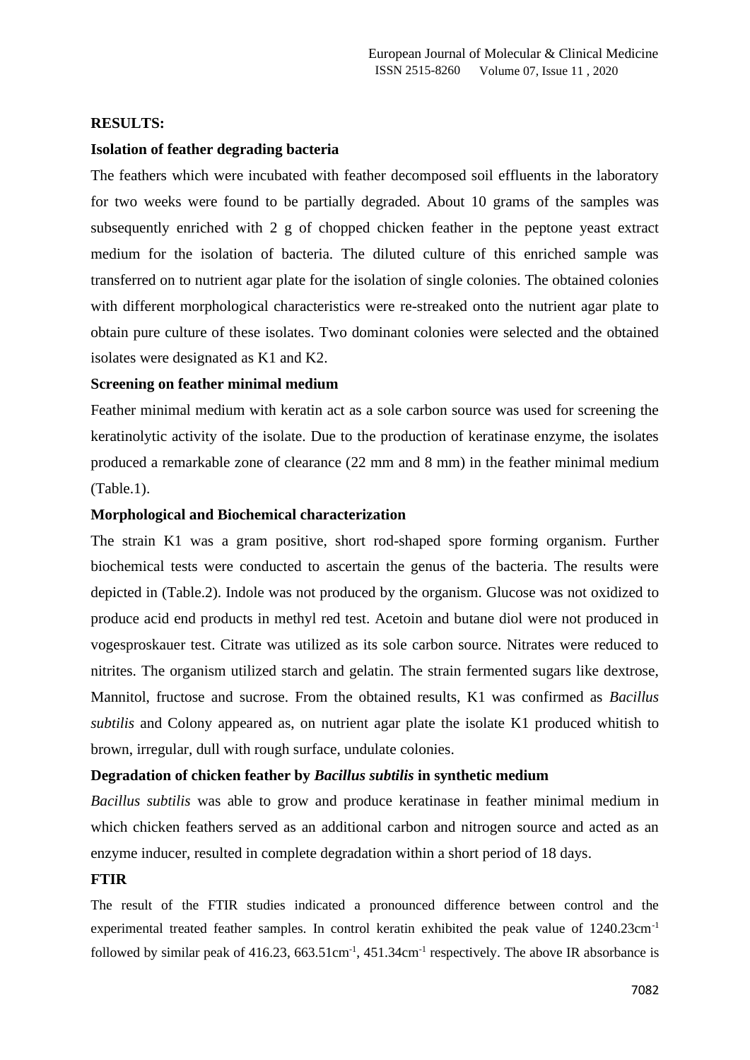## RESULTS:

### Isolation of feather degrading bacteria

The feathers which were incubated with feather decomposed soil effluents in the laboratory for two weeks were found to be partially degraded. About 10 grams of the samples was subsequently enriched with 2 g of chopped chicken feather in the peptone yeast extract medium for the isolation of bacteria. The diluted culture of this enriched sample was transferred on to nutrient agar plate for the isolation of single colonies. The obtained colonies with different morphological characteristics were re-streaked onto the nutrient agar plate to obtain pure culture of these isolates. Two dominant colonies were selected and the obtained isolates were designated as K1 and K2.

### Screening on feather minimal medium

Feather minimal medium with keratin act as a sole carbon source was used for screening the keratinolytic activity of the isolate. Due to the production of keratinase enzyme, the isolates produced a remarkable zone of clearance (22 mm and 8 mm) in the feather minimal medium (Table.1).

### Morphological and Biochemical characterization

The strain K1 was a gram positive, short rod-shaped spore forming organism. Further biochemical tests were conducted to ascertain the genus of the bacteria. The results were depicted in (Table.2). Indole was not produced by the organism. Glucose was not oxidized to produce acid end products in methyl red test. Acetoin and butane diol were not produced in vogesproskauer test. Citrate was utilized as its sole carbon source. Nitrates were reduced to nitrites. The organism utilized starch and gelatin. The strain fermented sugars like dextrose, Mannitol, fructose and sucrose. From the obtained results, K1 was confirmed as *Bacillus subtilis* and Colony appeared as, on nutrient agar plate the isolate K1 produced whitish to brown, irregular, dull with rough surface, undulate colonies.

### Degradation of chicken feather by *Bacillus subtilis* in synthetic medium

*Bacillus subtilis* was able to grow and produce keratinase in feather minimal medium in which chicken feathers served as an additional carbon and nitrogen source and acted as an enzyme inducer, resulted in complete degradation within a short period of 18 days.

### FTIR

The result of the FTIR studies indicated a pronounced difference between control and the experimental treated feather samples. In control keratin exhibited the peak value of 1240.23cm$^{-1}$ followed by similar peak of 416.23, 663.51cm$^{-1}$, 451.34cm$^{-1}$ respectively. The above IR absorbance is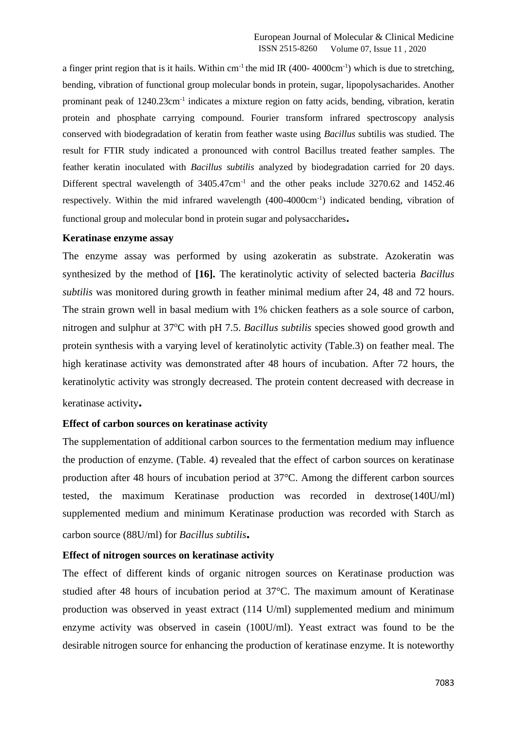a finger print region that is it hails. Within $cm^{-1}$ the mid IR (400- 4000$cm^{-1}$) which is due to stretching, bending, vibration of functional group molecular bonds in protein, sugar, lipopolysacharides. Another prominant peak of 1240.23$cm^{-1}$ indicates a mixture region on fatty acids, bending, vibration, keratin protein and phosphate carrying compound. Fourier transform infrared spectroscopy analysis conserved with biodegradation of keratin from feather waste using *Bacillus* subtilis was studied. The result for FTIR study indicated a pronounced with control Bacillus treated feather samples. The feather keratin inoculated with *Bacillus subtilis* analyzed by biodegradation carried for 20 days. Different spectral wavelength of 3405.47$cm^{-1}$ and the other peaks include 3270.62 and 1452.46 respectively. Within the mid infrared wavelength (400-4000$cm^{-1}$) indicated bending, vibration of functional group and molecular bond in protein sugar and polysaccharides.

**Keratinase enzyme assay**

The enzyme assay was performed by using azokeratin as substrate. Azokeratin was synthesized by the method of **[16].** The keratinolytic activity of selected bacteria *Bacillus subtilis* was monitored during growth in feather minimal medium after 24, 48 and 72 hours. The strain grown well in basal medium with 1% chicken feathers as a sole source of carbon, nitrogen and sulphur at 37$^oC$ with pH 7.5. *Bacillus subtilis* species showed good growth and protein synthesis with a varying level of keratinolytic activity (Table.3) on feather meal. The high keratinase activity was demonstrated after 48 hours of incubation. After 72 hours, the keratinolytic activity was strongly decreased. The protein content decreased with decrease in keratinase activity.

**Effect of carbon sources on keratinase activity**

The supplementation of additional carbon sources to the fermentation medium may influence the production of enzyme. (Table. 4) revealed that the effect of carbon sources on keratinase production after 48 hours of incubation period at 37°C. Among the different carbon sources tested, the maximum Keratinase production was recorded in dextrose(140U/ml) supplemented medium and minimum Keratinase production was recorded with Starch as carbon source (88U/ml) for *Bacillus subtilis*.

**Effect of nitrogen sources on keratinase activity**

The effect of different kinds of organic nitrogen sources on Keratinase production was studied after 48 hours of incubation period at 37°C. The maximum amount of Keratinase production was observed in yeast extract (114 U/ml) supplemented medium and minimum enzyme activity was observed in casein (100U/ml). Yeast extract was found to be the desirable nitrogen source for enhancing the production of keratinase enzyme. It is noteworthy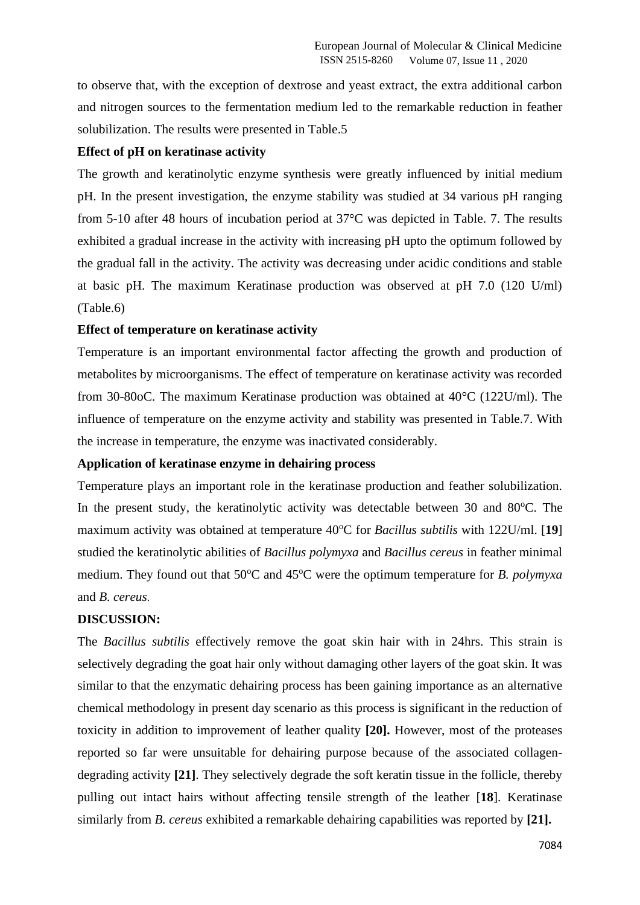to observe that, with the exception of dextrose and yeast extract, the extra additional carbon and nitrogen sources to the fermentation medium led to the remarkable reduction in feather solubilization. The results were presented in Table.5

**Effect of pH on keratinase activity**

The growth and keratinolytic enzyme synthesis were greatly influenced by initial medium pH. In the present investigation, the enzyme stability was studied at 34 various pH ranging from 5-10 after 48 hours of incubation period at 37°C was depicted in Table. 7. The results exhibited a gradual increase in the activity with increasing pH upto the optimum followed by the gradual fall in the activity. The activity was decreasing under acidic conditions and stable at basic pH. The maximum Keratinase production was observed at pH 7.0 (120 U/ml) (Table.6)

**Effect of temperature on keratinase activity**

Temperature is an important environmental factor affecting the growth and production of metabolites by microorganisms. The effect of temperature on keratinase activity was recorded from 30-80oC. The maximum Keratinase production was obtained at 40°C (122U/ml). The influence of temperature on the enzyme activity and stability was presented in Table.7. With the increase in temperature, the enzyme was inactivated considerably.

**Application of keratinase enzyme in dehairing process**

Temperature plays an important role in the keratinase production and feather solubilization. In the present study, the keratinolytic activity was detectable between 30 and 80$^{o}$C. The maximum activity was obtained at temperature 40$^{o}$C for *Bacillus subtilis* with 122U/ml. [**19**] studied the keratinolytic abilities of *Bacillus polymyxa* and *Bacillus cereus* in feather minimal medium. They found out that 50$^{o}$C and 45$^{o}$C were the optimum temperature for *B. polymyxa* and *B. cereus*.

**DISCUSSION:**

The *Bacillus subtilis* effectively remove the goat skin hair with in 24hrs. This strain is selectively degrading the goat hair only without damaging other layers of the goat skin. It was similar to that the enzymatic dehairing process has been gaining importance as an alternative chemical methodology in present day scenario as this process is significant in the reduction of toxicity in addition to improvement of leather quality **[20].** However, most of the proteases reported so far were unsuitable for dehairing purpose because of the associated collagen-degrading activity **[21]**. They selectively degrade the soft keratin tissue in the follicle, thereby pulling out intact hairs without affecting tensile strength of the leather [**18**]. Keratinase similarly from *B. cereus* exhibited a remarkable dehairing capabilities was reported by **[21].**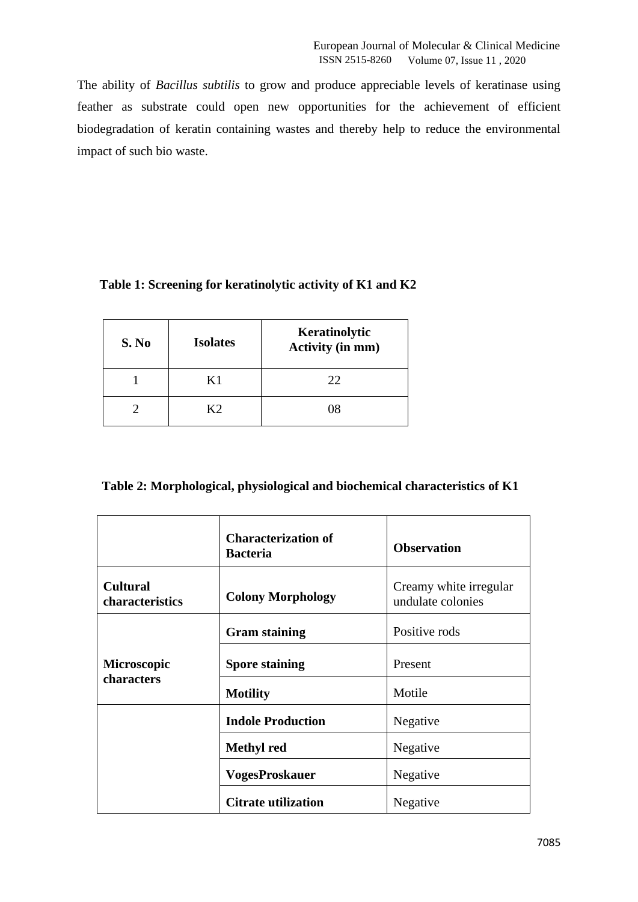The ability of *Bacillus subtilis* to grow and produce appreciable levels of keratinase using feather as substrate could open new opportunities for the achievement of efficient biodegradation of keratin containing wastes and thereby help to reduce the environmental impact of such bio waste.

**Table 1: Screening for keratinolytic activity of K1 and K2**

| S. No | Isolates | Keratinolytic Activity (in mm) |
|---|---|---|
| 1 | K1 | 22 |
| 2 | K2 | 08 |

**Table 2: Morphological, physiological and biochemical characteristics of K1**

| | Characterization of Bacteria | Observation |
|---|---|---|
| **Cultural characteristics** | **Colony Morphology** | Creamy white irregular undulate colonies |
| **Microscopic characters** | **Gram staining** | Positive rods |
| | **Spore staining** | Present |
| | **Motility** | Motile |
| | **Indole Production** | Negative |
| | **Methyl red** | Negative |
| | **VogesProskauer** | Negative |
| | **Citrate utilization** | Negative |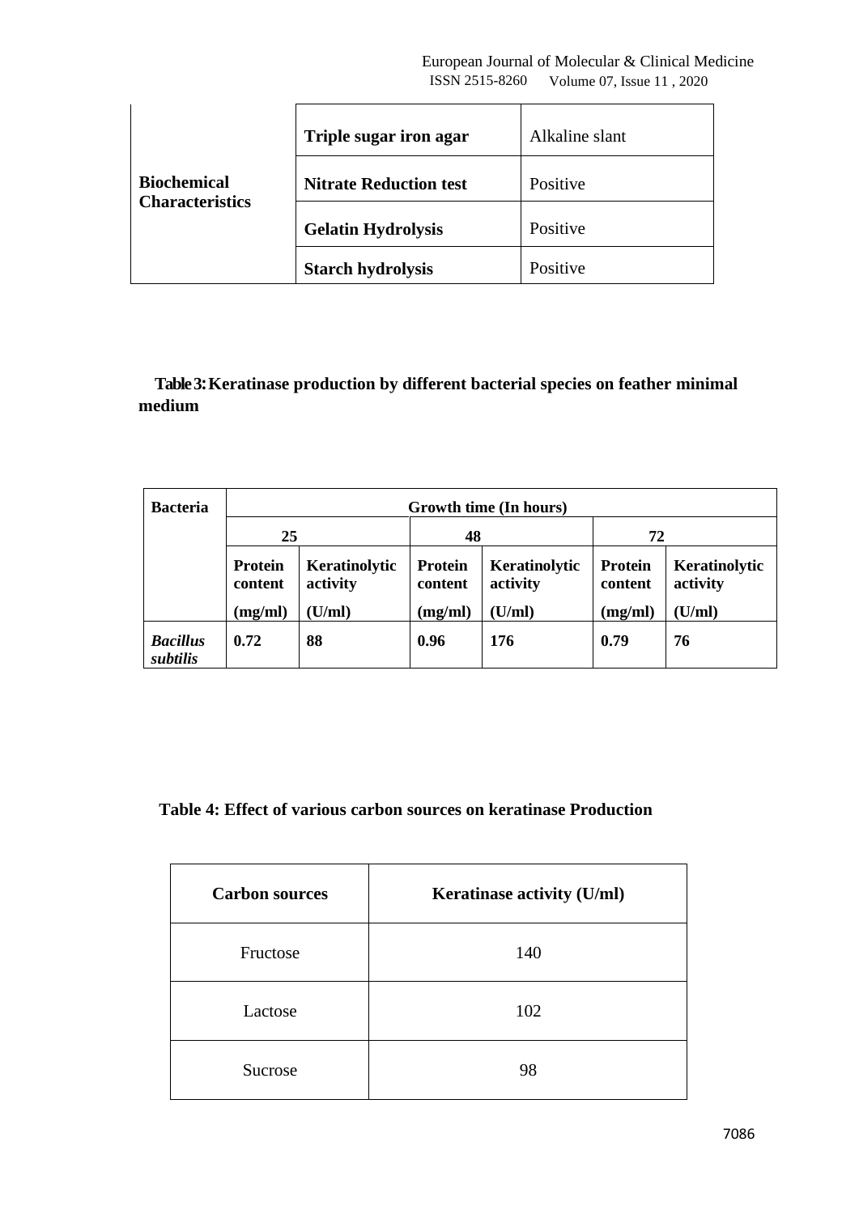| | | |
|---|---|---|
| **Biochemical Characteristics** | **Triple sugar iron agar** | Alkaline slant |
| | **Nitrate Reduction test** | Positive |
| | **Gelatin Hydrolysis** | Positive |
| | **Starch hydrolysis** | Positive |

**Table 3: Keratinase production by different bacterial species on feather minimal medium**

| **Bacteria** | **Growth time (In hours)** | | | | | |
|---|---|---|---|---|---|---|
| | **25** | | **48** | | **72** | |
| | **Protein content (mg/ml)** | **Keratinolytic activity (U/ml)** | **Protein content (mg/ml)** | **Keratinolytic activity (U/ml)** | **Protein content (mg/ml)** | **Keratinolytic activity (U/ml)** |
| ***Bacillus subtilis*** | **0.72** | **88** | **0.96** | **176** | **0.79** | **76** |

**Table 4: Effect of various carbon sources on keratinase Production**

| **Carbon sources** | **Keratinase activity (U/ml)** |
|---|---|
| Fructose | 140 |
| Lactose | 102 |
| Sucrose | 98 |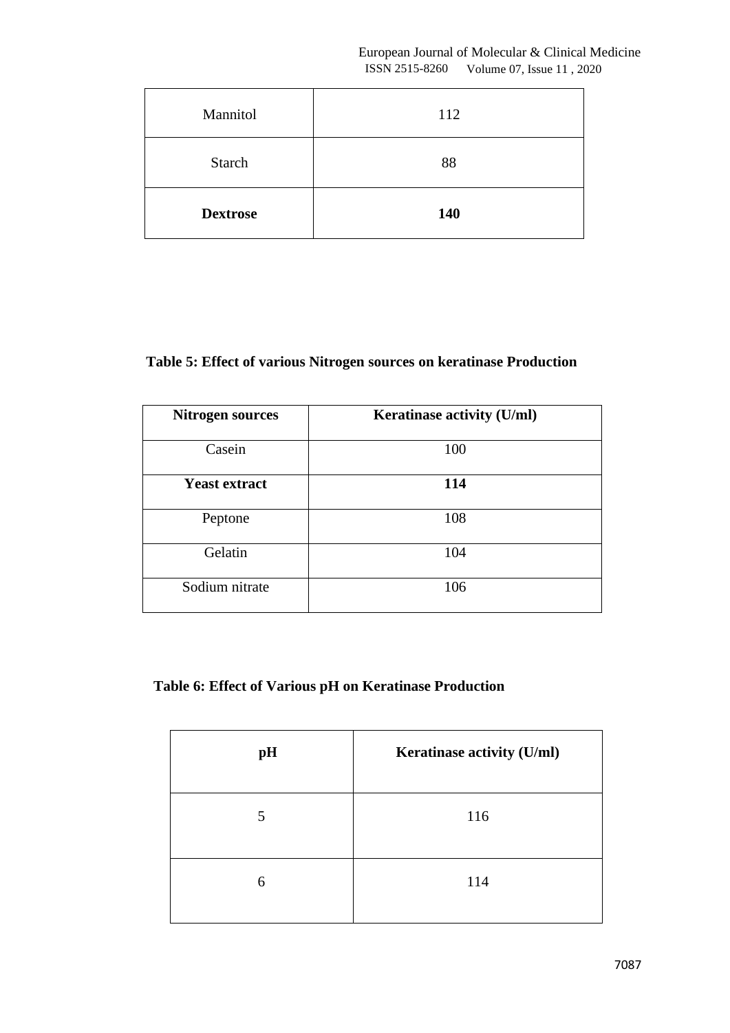| Mannitol | 112 |
|---|---|
| Starch | 88 |
| **Dextrose** | **140** |

**Table 5: Effect of various Nitrogen sources on keratinase Production**

| Nitrogen sources | Keratinase activity (U/ml) |
|---|---|
| Casein | 100 |
| **Yeast extract** | **114** |
| Peptone | 108 |
| Gelatin | 104 |
| Sodium nitrate | 106 |

**Table 6: Effect of Various pH on Keratinase Production**

| pH | Keratinase activity (U/ml) |
|---|---|
| 5 | 116 |
| 6 | 114 |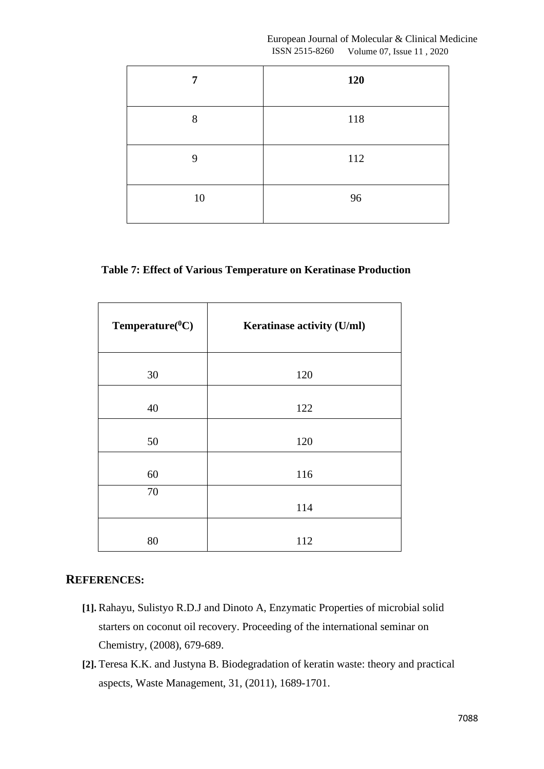| **7** | **120** |
|---|---|
| 8 | 118 |
| 9 | 112 |
| 10 | 96 |

**Table 7: Effect of Various Temperature on Keratinase Production**

| **Temperature($^0$C)** | **Keratinase activity (U/ml)** |
|---|---|
| 30 | 120 |
| 40 | 122 |
| 50 | 120 |
| 60 | 116 |
| 70 | 114 |
| 80 | 112 |

## REFERENCES:

- **[1].** Rahayu, Sulistyo R.D.J and Dinoto A, Enzymatic Properties of microbial solid starters on coconut oil recovery. Proceeding of the international seminar on Chemistry, (2008), 679-689.
- **[2].** Teresa K.K. and Justyna B. Biodegradation of keratin waste: theory and practical aspects, Waste Management, 31, (2011), 1689-1701.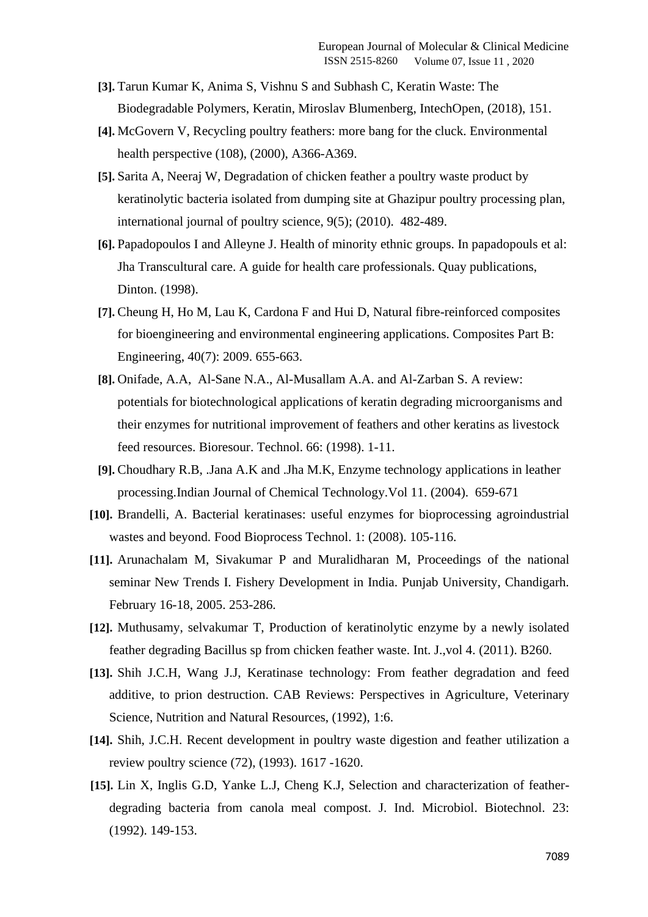**[3].** Tarun Kumar K, Anima S, Vishnu S and Subhash C, Keratin Waste: The Biodegradable Polymers, Keratin, Miroslav Blumenberg, IntechOpen, (2018), 151.

**[4].** McGovern V, Recycling poultry feathers: more bang for the cluck. Environmental health perspective (108), (2000), A366-A369.

**[5].** Sarita A, Neeraj W, Degradation of chicken feather a poultry waste product by keratinolytic bacteria isolated from dumping site at Ghazipur poultry processing plan, international journal of poultry science, 9(5); (2010). 482-489.

**[6].** Papadopoulos I and Alleyne J. Health of minority ethnic groups. In papadopouls et al: Jha Transcultural care. A guide for health care professionals. Quay publications, Dinton. (1998).

**[7].** Cheung H, Ho M, Lau K, Cardona F and Hui D, Natural fibre-reinforced composites for bioengineering and environmental engineering applications. Composites Part B: Engineering, 40(7): 2009. 655-663.

**[8].** Onifade, A.A, Al-Sane N.A., Al-Musallam A.A. and Al-Zarban S. A review: potentials for biotechnological applications of keratin degrading microorganisms and their enzymes for nutritional improvement of feathers and other keratins as livestock feed resources. Bioresour. Technol. 66: (1998). 1-11.

**[9].** Choudhary R.B, .Jana A.K and .Jha M.K, Enzyme technology applications in leather processing.Indian Journal of Chemical Technology.Vol 11. (2004). 659-671

**[10].** Brandelli, A. Bacterial keratinases: useful enzymes for bioprocessing agroindustrial wastes and beyond. Food Bioprocess Technol. 1: (2008). 105-116.

**[11].** Arunachalam M, Sivakumar P and Muralidharan M, Proceedings of the national seminar New Trends I. Fishery Development in India. Punjab University, Chandigarh. February 16-18, 2005. 253-286.

**[12].** Muthusamy, selvakumar T, Production of keratinolytic enzyme by a newly isolated feather degrading Bacillus sp from chicken feather waste. Int. J.,vol 4. (2011). B260.

**[13].** Shih J.C.H, Wang J.J, Keratinase technology: From feather degradation and feed additive, to prion destruction. CAB Reviews: Perspectives in Agriculture, Veterinary Science, Nutrition and Natural Resources, (1992), 1:6.

**[14].** Shih, J.C.H. Recent development in poultry waste digestion and feather utilization a review poultry science (72), (1993). 1617 -1620.

**[15].** Lin X, Inglis G.D, Yanke L.J, Cheng K.J, Selection and characterization of feather-degrading bacteria from canola meal compost. J. Ind. Microbiol. Biotechnol. 23: (1992). 149-153.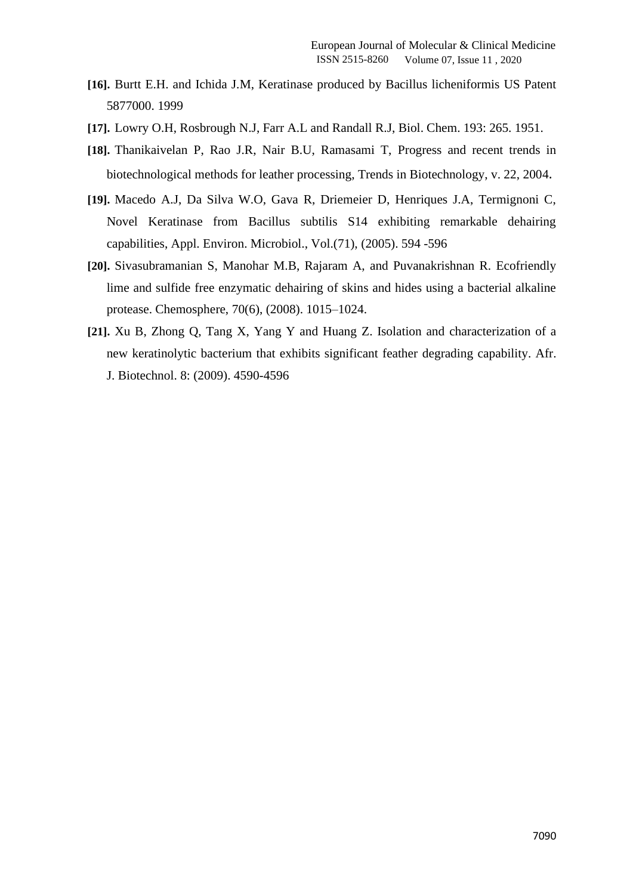**[16].** Burtt E.H. and Ichida J.M, Keratinase produced by Bacillus licheniformis US Patent 5877000. 1999

**[17].** Lowry O.H, Rosbrough N.J, Farr A.L and Randall R.J, Biol. Chem. 193: 265. 1951.

**[18].** Thanikaivelan P, Rao J.R, Nair B.U, Ramasami T, Progress and recent trends in biotechnological methods for leather processing, Trends in Biotechnology, v. 22, 2004.

**[19].** Macedo A.J, Da Silva W.O, Gava R, Driemeier D, Henriques J.A, Termignoni C, Novel Keratinase from Bacillus subtilis S14 exhibiting remarkable dehairing capabilities, Appl. Environ. Microbiol., Vol.(71), (2005). 594 -596

**[20].** Sivasubramanian S, Manohar M.B, Rajaram A, and Puvanakrishnan R. Ecofriendly lime and sulfide free enzymatic dehairing of skins and hides using a bacterial alkaline protease. Chemosphere, 70(6), (2008). 1015–1024.

**[21].** Xu B, Zhong Q, Tang X, Yang Y and Huang Z. Isolation and characterization of a new keratinolytic bacterium that exhibits significant feather degrading capability. Afr. J. Biotechnol. 8: (2009). 4590-4596